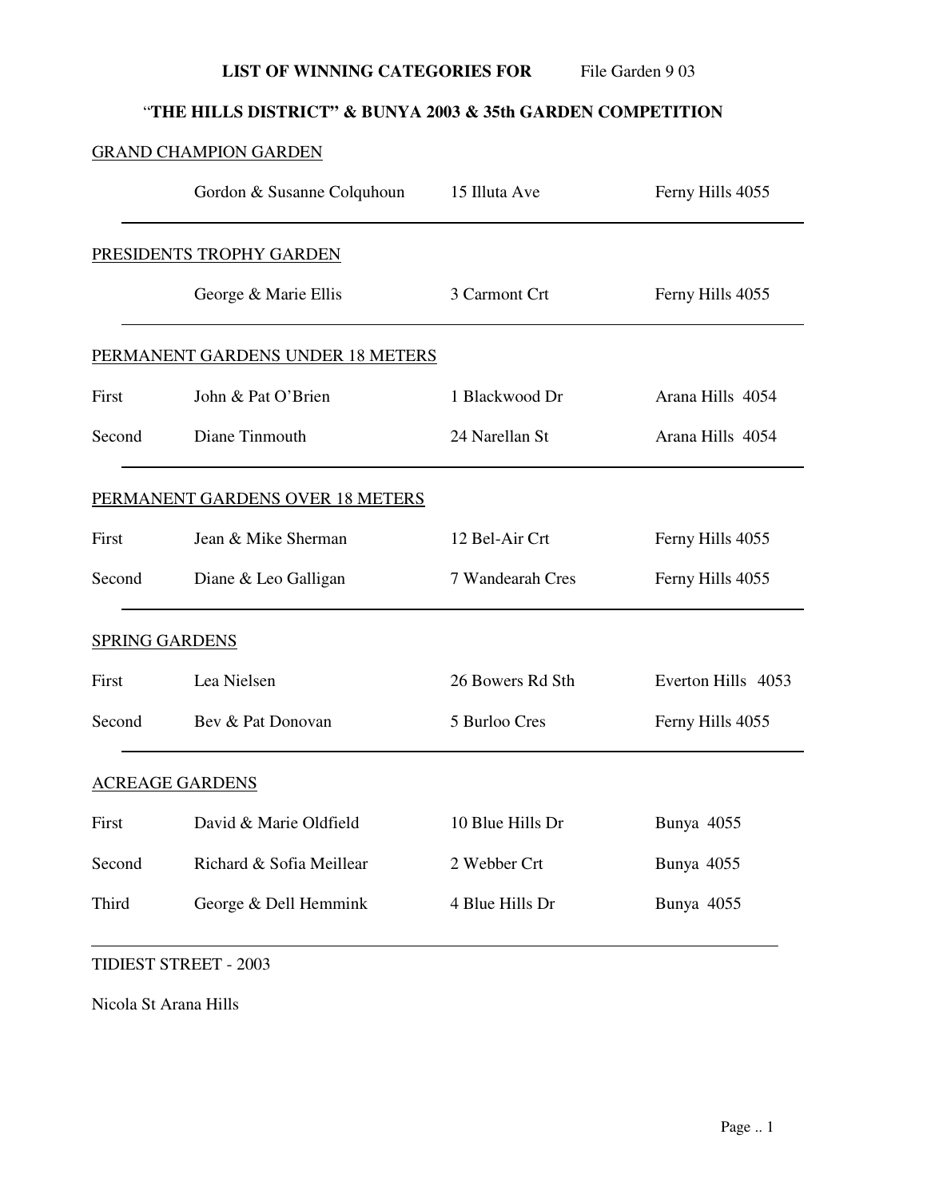**LIST OF WINNING CATEGORIES FOR** File Garden 9 03

# "THE HILLS DISTRICT" & BUNYA 2003 & 35th GARDEN COMPETITION

## GRAND CHAMPION GARDEN

| | | | |
|---|---|---|---|
| | Gordon & Susanne Colquhoun | 15 Illuta Ave | Ferny Hills 4055 |

## PRESIDENTS TROPHY GARDEN

| | | | |
|---|---|---|---|
| | George & Marie Ellis | 3 Carmont Crt | Ferny Hills 4055 |

## PERMANENT GARDENS UNDER 18 METERS

| | | | |
|---|---|---|---|
| First | John & Pat O'Brien | 1 Blackwood Dr | Arana Hills 4054 |
| Second | Diane Tinmouth | 24 Narellan St | Arana Hills 4054 |

## PERMANENT GARDENS OVER 18 METERS

| | | | |
|---|---|---|---|
| First | Jean & Mike Sherman | 12 Bel-Air Crt | Ferny Hills 4055 |
| Second | Diane & Leo Galligan | 7 Wandearah Cres | Ferny Hills 4055 |

## SPRING GARDENS

| | | | |
|---|---|---|---|
| First | Lea Nielsen | 26 Bowers Rd Sth | Everton Hills 4053 |
| Second | Bev & Pat Donovan | 5 Burloo Cres | Ferny Hills 4055 |

## ACREAGE GARDENS

| | | | |
|---|---|---|---|
| First | David & Marie Oldfield | 10 Blue Hills Dr | Bunya 4055 |
| Second | Richard & Sofia Meillear | 2 Webber Crt | Bunya 4055 |
| Third | George & Dell Hemmink | 4 Blue Hills Dr | Bunya 4055 |

## TIDIEST STREET - 2003

Nicola St Arana Hills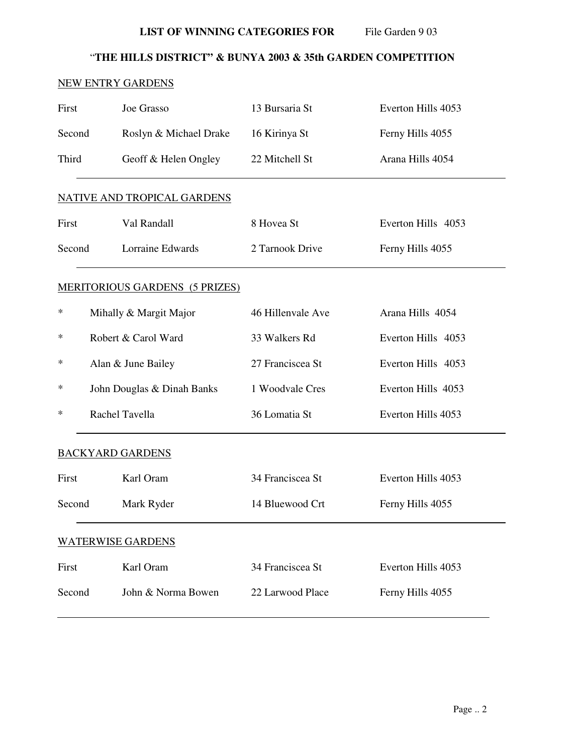**LIST OF WINNING CATEGORIES FOR** File Garden 9 03

# "THE HILLS DISTRICT" & BUNYA 2003 & 35th GARDEN COMPETITION

## NEW ENTRY GARDENS

| | | | |
|---|---|---|---|
| First | Joe Grasso | 13 Bursaria St | Everton Hills 4053 |
| Second | Roslyn & Michael Drake | 16 Kirinya St | Ferny Hills 4055 |
| Third | Geoff & Helen Ongley | 22 Mitchell St | Arana Hills 4054 |

## NATIVE AND TROPICAL GARDENS

| | | | |
|---|---|---|---|
| First | Val Randall | 8 Hovea St | Everton Hills 4053 |
| Second | Lorraine Edwards | 2 Tarnook Drive | Ferny Hills 4055 |

## MERITORIOUS GARDENS (5 PRIZES)

| | | | |
|---|---|---|---|
| * | Mihally & Margit Major | 46 Hillenvale Ave | Arana Hills 4054 |
| * | Robert & Carol Ward | 33 Walkers Rd | Everton Hills 4053 |
| * | Alan & June Bailey | 27 Franciscea St | Everton Hills 4053 |
| * | John Douglas & Dinah Banks | 1 Woodvale Cres | Everton Hills 4053 |
| * | Rachel Tavella | 36 Lomatia St | Everton Hills 4053 |

## BACKYARD GARDENS

| | | | |
|---|---|---|---|
| First | Karl Oram | 34 Franciscea St | Everton Hills 4053 |
| Second | Mark Ryder | 14 Bluewood Crt | Ferny Hills 4055 |

## WATERWISE GARDENS

| | | | |
|---|---|---|---|
| First | Karl Oram | 34 Franciscea St | Everton Hills 4053 |
| Second | John & Norma Bowen | 22 Larwood Place | Ferny Hills 4055 |